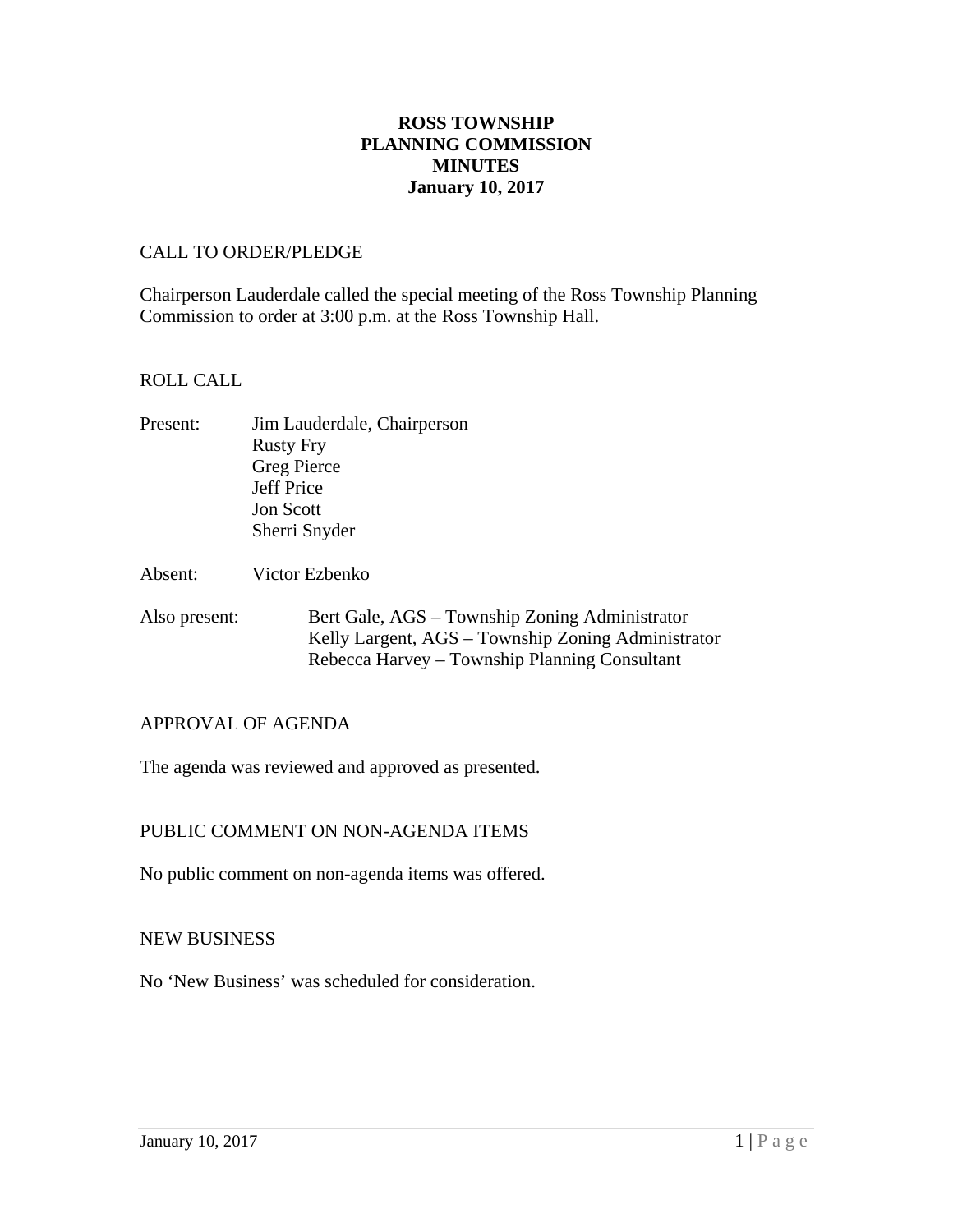**ROSS TOWNSHIP**
**PLANNING COMMISSION**
**MINUTES**
**January 10, 2017**

CALL TO ORDER/PLEDGE

Chairperson Lauderdale called the special meeting of the Ross Township Planning Commission to order at 3:00 p.m. at the Ross Township Hall.

ROLL CALL

Present: Jim Lauderdale, Chairperson
Rusty Fry
Greg Pierce
Jeff Price
Jon Scott
Sherri Snyder

Absent: Victor Ezbenko

Also present: Bert Gale, AGS – Township Zoning Administrator
Kelly Largent, AGS – Township Zoning Administrator
Rebecca Harvey – Township Planning Consultant

APPROVAL OF AGENDA

The agenda was reviewed and approved as presented.

PUBLIC COMMENT ON NON-AGENDA ITEMS

No public comment on non-agenda items was offered.

NEW BUSINESS

No 'New Business' was scheduled for consideration.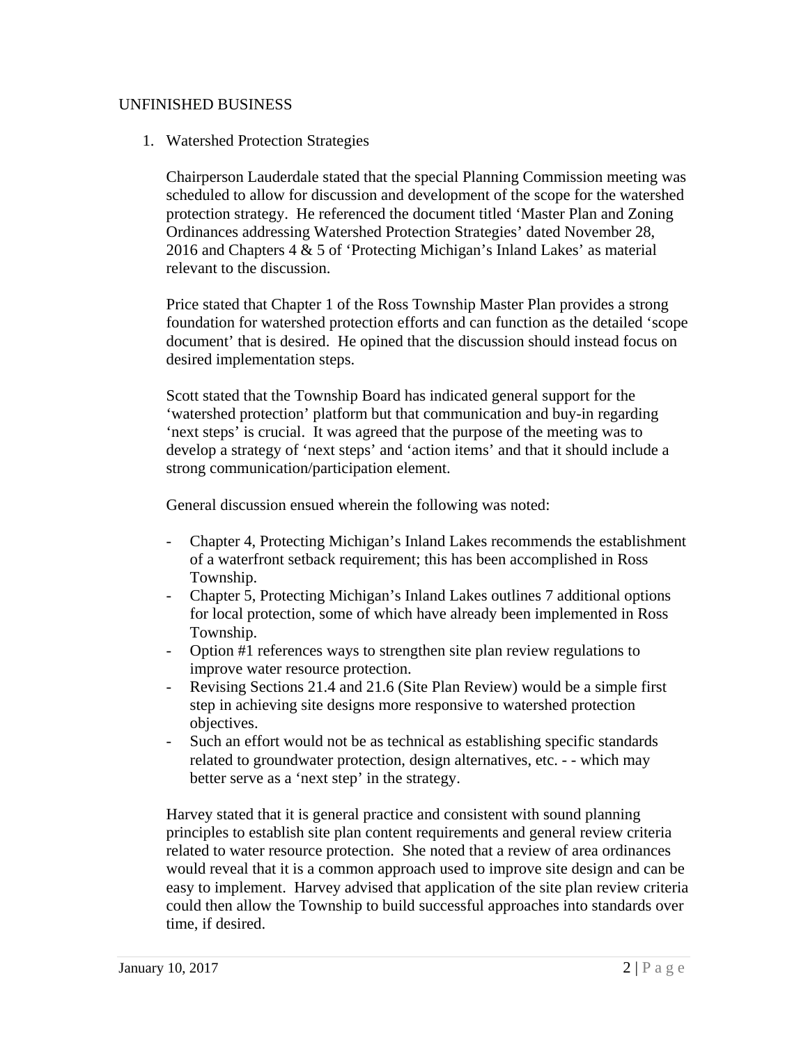UNFINISHED BUSINESS

1. Watershed Protection Strategies

   Chairperson Lauderdale stated that the special Planning Commission meeting was scheduled to allow for discussion and development of the scope for the watershed protection strategy. He referenced the document titled 'Master Plan and Zoning Ordinances addressing Watershed Protection Strategies' dated November 28, 2016 and Chapters 4 & 5 of 'Protecting Michigan's Inland Lakes' as material relevant to the discussion.

   Price stated that Chapter 1 of the Ross Township Master Plan provides a strong foundation for watershed protection efforts and can function as the detailed 'scope document' that is desired. He opined that the discussion should instead focus on desired implementation steps.

   Scott stated that the Township Board has indicated general support for the 'watershed protection' platform but that communication and buy-in regarding 'next steps' is crucial. It was agreed that the purpose of the meeting was to develop a strategy of 'next steps' and 'action items' and that it should include a strong communication/participation element.

   General discussion ensued wherein the following was noted:

   - Chapter 4, Protecting Michigan's Inland Lakes recommends the establishment of a waterfront setback requirement; this has been accomplished in Ross Township.
   - Chapter 5, Protecting Michigan's Inland Lakes outlines 7 additional options for local protection, some of which have already been implemented in Ross Township.
   - Option #1 references ways to strengthen site plan review regulations to improve water resource protection.
   - Revising Sections 21.4 and 21.6 (Site Plan Review) would be a simple first step in achieving site designs more responsive to watershed protection objectives.
   - Such an effort would not be as technical as establishing specific standards related to groundwater protection, design alternatives, etc. - - which may better serve as a 'next step' in the strategy.

   Harvey stated that it is general practice and consistent with sound planning principles to establish site plan content requirements and general review criteria related to water resource protection. She noted that a review of area ordinances would reveal that it is a common approach used to improve site design and can be easy to implement. Harvey advised that application of the site plan review criteria could then allow the Township to build successful approaches into standards over time, if desired.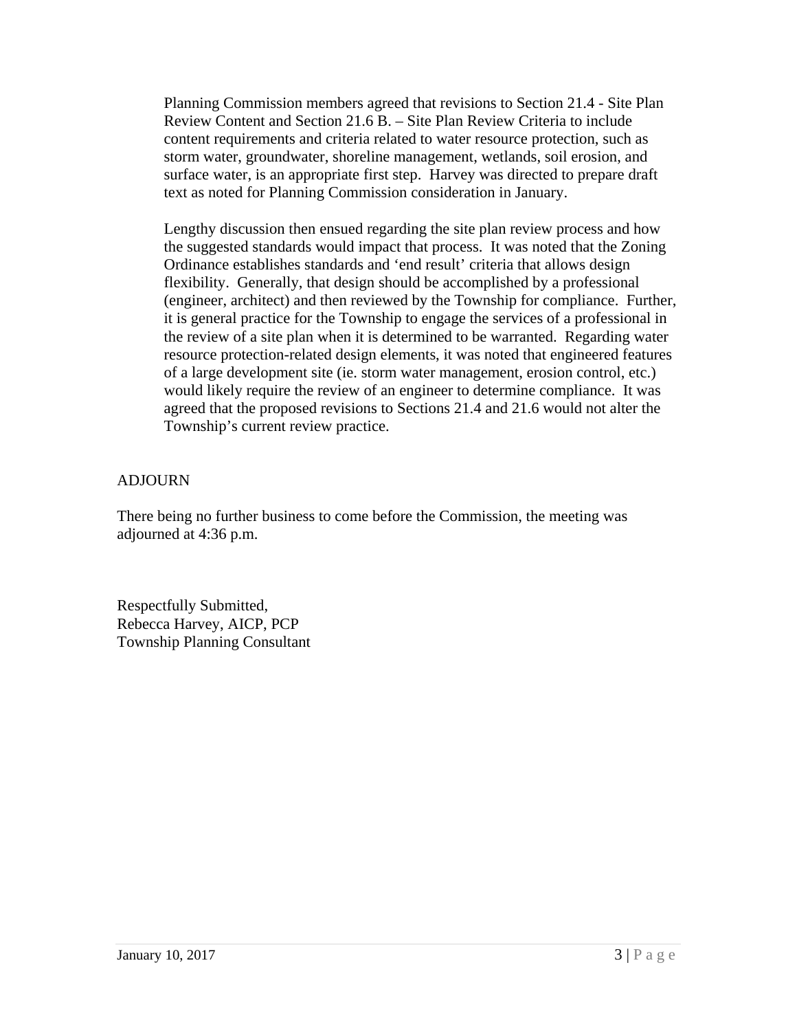Planning Commission members agreed that revisions to Section 21.4 - Site Plan Review Content and Section 21.6 B. – Site Plan Review Criteria to include content requirements and criteria related to water resource protection, such as storm water, groundwater, shoreline management, wetlands, soil erosion, and surface water, is an appropriate first step. Harvey was directed to prepare draft text as noted for Planning Commission consideration in January.

Lengthy discussion then ensued regarding the site plan review process and how the suggested standards would impact that process. It was noted that the Zoning Ordinance establishes standards and 'end result' criteria that allows design flexibility. Generally, that design should be accomplished by a professional (engineer, architect) and then reviewed by the Township for compliance. Further, it is general practice for the Township to engage the services of a professional in the review of a site plan when it is determined to be warranted. Regarding water resource protection-related design elements, it was noted that engineered features of a large development site (ie. storm water management, erosion control, etc.) would likely require the review of an engineer to determine compliance. It was agreed that the proposed revisions to Sections 21.4 and 21.6 would not alter the Township's current review practice.

ADJOURN

There being no further business to come before the Commission, the meeting was adjourned at 4:36 p.m.

Respectfully Submitted,
Rebecca Harvey, AICP, PCP
Township Planning Consultant